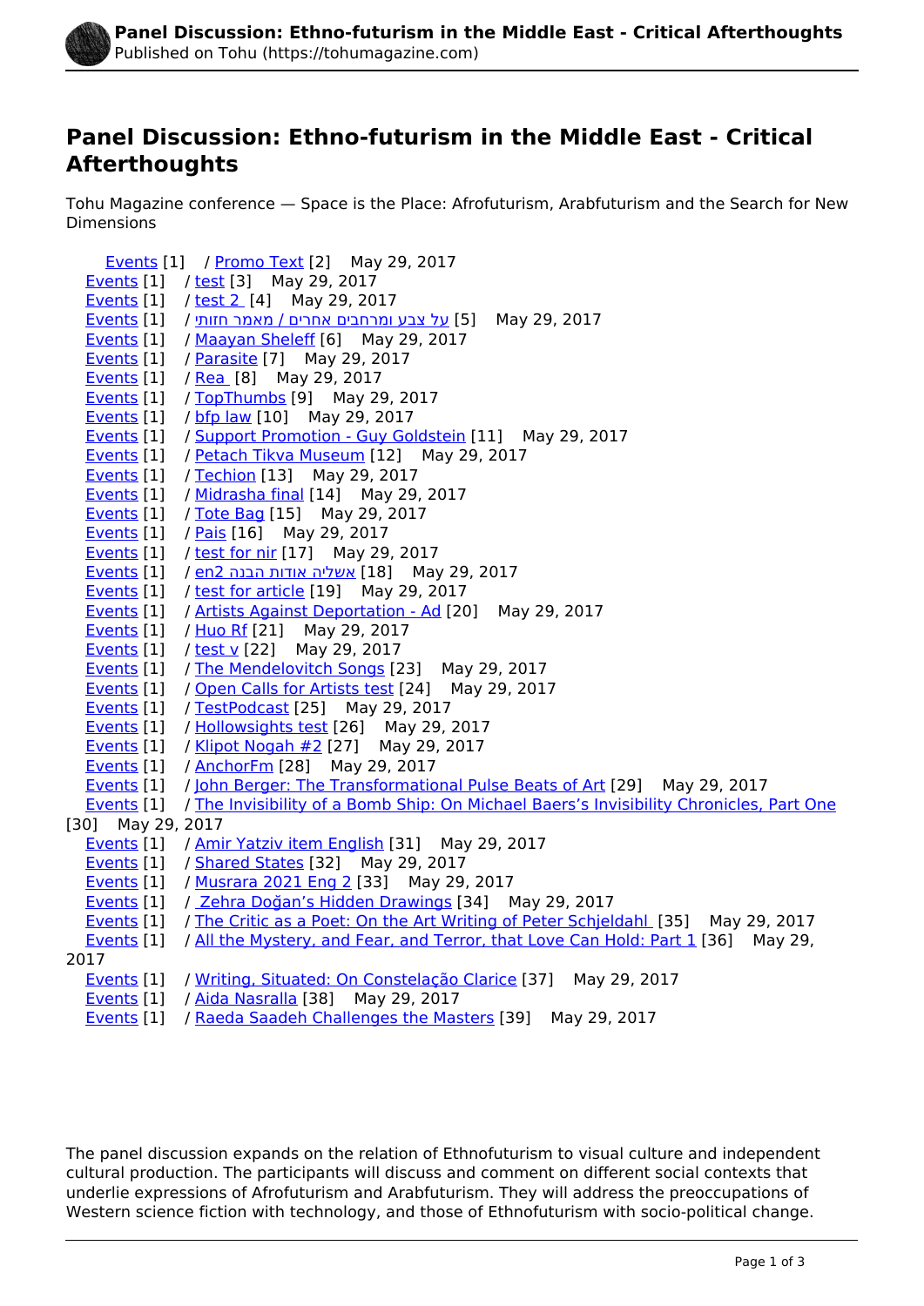# Panel Discussion: Ethno-futurism in the Middle East - Critical Afterthoughts

Tohu Magazine conference — Space is the Place: Afrofuturism, Arabfuturism and the Search for New Dimensions

Events [1] / Promo Text [2] May 29, 2017
Events [1] / test [3] May 29, 2017
Events [1] / test 2 [4] May 29, 2017
Events [1] / על צבע ומרחבים אחרים / מאמר חזותי [5] May 29, 2017
Events [1] / Maayan Sheleff [6] May 29, 2017
Events [1] / Parasite [7] May 29, 2017
Events [1] / Rea [8] May 29, 2017
Events [1] / TopThumbs [9] May 29, 2017
Events [1] / bfp law [10] May 29, 2017
Events [1] / Support Promotion - Guy Goldstein [11] May 29, 2017
Events [1] / Petach Tikva Museum [12] May 29, 2017
Events [1] / Techion [13] May 29, 2017
Events [1] / Midrasha final [14] May 29, 2017
Events [1] / Tote Bag [15] May 29, 2017
Events [1] / Pais [16] May 29, 2017
Events [1] / test for nir [17] May 29, 2017
Events [1] / en2 אשליה אודות הבנה [18] May 29, 2017
Events [1] / test for article [19] May 29, 2017
Events [1] / Artists Against Deportation - Ad [20] May 29, 2017
Events [1] / Huo Rf [21] May 29, 2017
Events [1] / test v [22] May 29, 2017
Events [1] / The Mendelovitch Songs [23] May 29, 2017
Events [1] / Open Calls for Artists test [24] May 29, 2017
Events [1] / TestPodcast [25] May 29, 2017
Events [1] / Hollowsights test [26] May 29, 2017
Events [1] / Klipot Nogah #2 [27] May 29, 2017
Events [1] / AnchorFm [28] May 29, 2017
Events [1] / John Berger: The Transformational Pulse Beats of Art [29] May 29, 2017
Events [1] / The Invisibility of a Bomb Ship: On Michael Baers's Invisibility Chronicles, Part One [30] May 29, 2017
Events [1] / Amir Yatziv item English [31] May 29, 2017
Events [1] / Shared States [32] May 29, 2017
Events [1] / Musrara 2021 Eng 2 [33] May 29, 2017
Events [1] / Zehra Doğan's Hidden Drawings [34] May 29, 2017
Events [1] / The Critic as a Poet: On the Art Writing of Peter Schjeldahl [35] May 29, 2017
Events [1] / All the Mystery, and Fear, and Terror, that Love Can Hold: Part 1 [36] May 29, 2017
Events [1] / Writing, Situated: On Constelação Clarice [37] May 29, 2017
Events [1] / Aida Nasralla [38] May 29, 2017
Events [1] / Raeda Saadeh Challenges the Masters [39] May 29, 2017

The panel discussion expands on the relation of Ethnofuturism to visual culture and independent cultural production. The participants will discuss and comment on different social contexts that underlie expressions of Afrofuturism and Arabfuturism. They will address the preoccupations of Western science fiction with technology, and those of Ethnofuturism with socio-political change.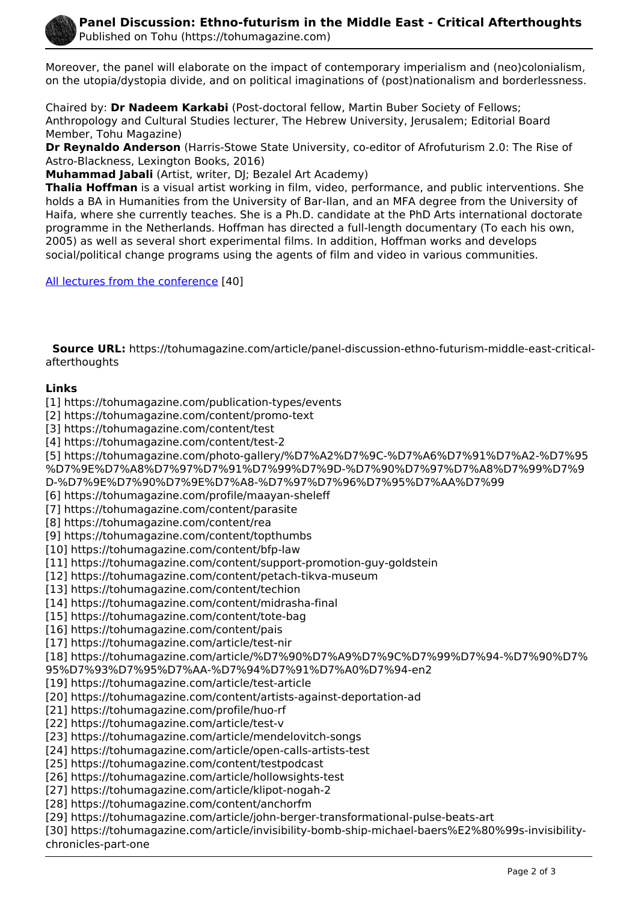Moreover, the panel will elaborate on the impact of contemporary imperialism and (neo)colonialism, on the utopia/dystopia divide, and on political imaginations of (post)nationalism and borderlessness.

Chaired by: **Dr Nadeem Karkabi** (Post-doctoral fellow, Martin Buber Society of Fellows; Anthropology and Cultural Studies lecturer, The Hebrew University, Jerusalem; Editorial Board Member, Tohu Magazine)
**Dr Reynaldo Anderson** (Harris-Stowe State University, co-editor of Afrofuturism 2.0: The Rise of Astro-Blackness, Lexington Books, 2016)
**Muhammad Jabali** (Artist, writer, DJ; Bezalel Art Academy)
**Thalia Hoffman** is a visual artist working in film, video, performance, and public interventions. She holds a BA in Humanities from the University of Bar-Ilan, and an MFA degree from the University of Haifa, where she currently teaches. She is a Ph.D. candidate at the PhD Arts international doctorate programme in the Netherlands. Hoffman has directed a full-length documentary (To each his own, 2005) as well as several short experimental films. In addition, Hoffman works and develops social/political change programs using the agents of film and video in various communities.

All lectures from the conference [40]

**Source URL:** https://tohumagazine.com/article/panel-discussion-ethno-futurism-middle-east-critical-afterthoughts

**Links**
[1] https://tohumagazine.com/publication-types/events
[2] https://tohumagazine.com/content/promo-text
[3] https://tohumagazine.com/content/test
[4] https://tohumagazine.com/content/test-2
[5] https://tohumagazine.com/photo-gallery/%D7%A2%D7%9C-%D7%A6%D7%91%D7%A2-%D7%95%D7%9E%D7%A8%D7%97%D7%91%D7%99%D7%9D-%D7%90%D7%97%D7%A8%D7%99%D7%9D-%D7%9E%D7%90%D7%9E%D7%A8-%D7%97%D7%96%D7%95%D7%AA%D7%99
[6] https://tohumagazine.com/profile/maayan-sheleff
[7] https://tohumagazine.com/content/parasite
[8] https://tohumagazine.com/content/rea
[9] https://tohumagazine.com/content/topthumbs
[10] https://tohumagazine.com/content/bfp-law
[11] https://tohumagazine.com/content/support-promotion-guy-goldstein
[12] https://tohumagazine.com/content/petach-tikva-museum
[13] https://tohumagazine.com/content/techion
[14] https://tohumagazine.com/content/midrasha-final
[15] https://tohumagazine.com/content/tote-bag
[16] https://tohumagazine.com/content/pais
[17] https://tohumagazine.com/article/test-nir
[18] https://tohumagazine.com/article/%D7%90%D7%A9%D7%9C%D7%99%D7%94-%D7%90%D7%95%D7%93%D7%95%D7%AA-%D7%94%D7%91%D7%A0%D7%94-en2
[19] https://tohumagazine.com/article/test-article
[20] https://tohumagazine.com/content/artists-against-deportation-ad
[21] https://tohumagazine.com/profile/huo-rf
[22] https://tohumagazine.com/article/test-v
[23] https://tohumagazine.com/article/mendelovitch-songs
[24] https://tohumagazine.com/article/open-calls-artists-test
[25] https://tohumagazine.com/content/testpodcast
[26] https://tohumagazine.com/article/hollowsights-test
[27] https://tohumagazine.com/article/klipot-nogah-2
[28] https://tohumagazine.com/content/anchorfm
[29] https://tohumagazine.com/article/john-berger-transformational-pulse-beats-art
[30] https://tohumagazine.com/article/invisibility-bomb-ship-michael-baers%E2%80%99s-invisibility-chronicles-part-one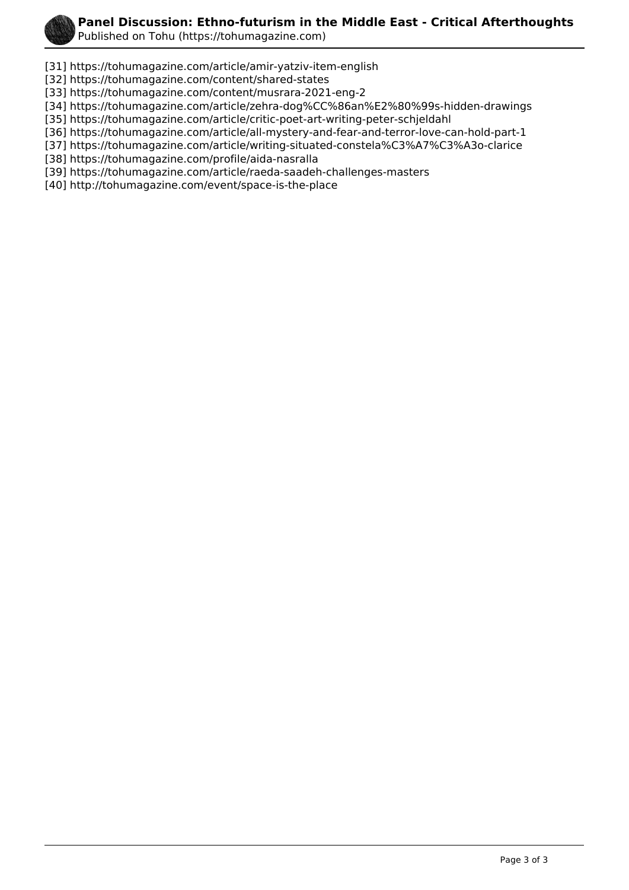[31] https://tohumagazine.com/article/amir-yatziv-item-english
[32] https://tohumagazine.com/content/shared-states
[33] https://tohumagazine.com/content/musrara-2021-eng-2
[34] https://tohumagazine.com/article/zehra-dog%CC%86an%E2%80%99s-hidden-drawings
[35] https://tohumagazine.com/article/critic-poet-art-writing-peter-schjeldahl
[36] https://tohumagazine.com/article/all-mystery-and-fear-and-terror-love-can-hold-part-1
[37] https://tohumagazine.com/article/writing-situated-constela%C3%A7%C3%A3o-clarice
[38] https://tohumagazine.com/profile/aida-nasralla
[39] https://tohumagazine.com/article/raeda-saadeh-challenges-masters
[40] http://tohumagazine.com/event/space-is-the-place